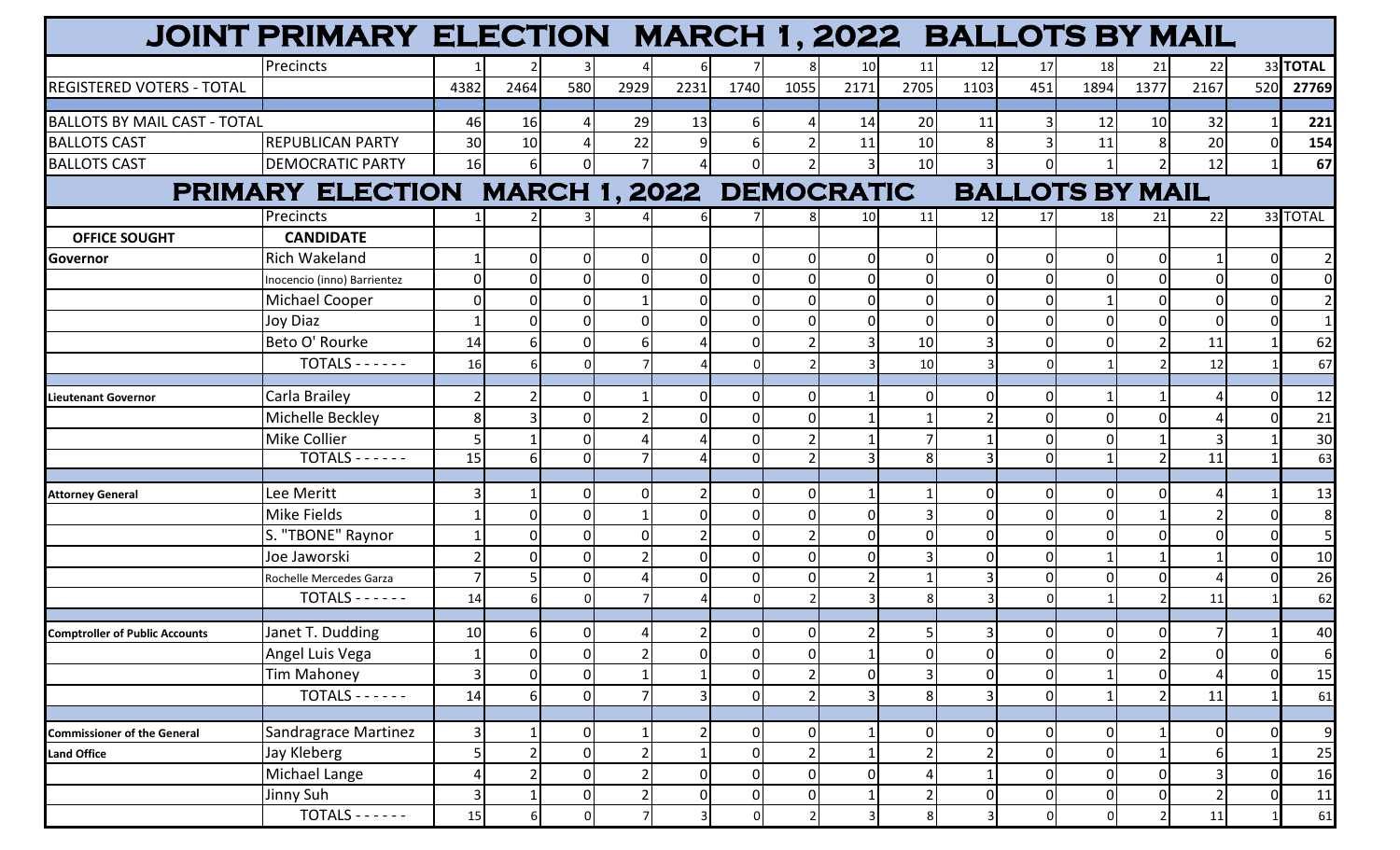# JOINT PRIMARY ELECTION MARCH 1, 2022 BALLOTS BY MAIL

| | Precincts | 1 | 2 | 3 | 4 | 6 | 7 | 8 | 10 | 11 | 12 | 17 | 18 | 21 | 22 | 33 | TOTAL |
|---|---|---|---|---|---|---|---|---|---|---|---|---|---|---|---|---|---|
| REGISTERED VOTERS - TOTAL | | 4382 | 2464 | 580 | 2929 | 2231 | 1740 | 1055 | 2171 | 2705 | 1103 | 451 | 1894 | 1377 | 2167 | 520 | **27769** |
| BALLOTS BY MAIL CAST - TOTAL | | 46 | 16 | 4 | 29 | 13 | 6 | 4 | 14 | 20 | 11 | 3 | 12 | 10 | 32 | 1 | **221** |
| BALLOTS CAST | REPUBLICAN PARTY | 30 | 10 | 4 | 22 | 9 | 6 | 2 | 11 | 10 | 8 | 3 | 11 | 8 | 20 | 0 | **154** |
| BALLOTS CAST | DEMOCRATIC PARTY | 16 | 6 | 0 | 7 | 4 | 0 | 2 | 3 | 10 | 3 | 0 | 1 | 2 | 12 | 1 | **67** |

# PRIMARY ELECTION MARCH 1, 2022 DEMOCRATIC BALLOTS BY MAIL

| | Precincts | 1 | 2 | 3 | 4 | 6 | 7 | 8 | 10 | 11 | 12 | 17 | 18 | 21 | 22 | 33 | TOTAL |
|---|---|---|---|---|---|---|---|---|---|---|---|---|---|---|---|---|---|
| **OFFICE SOUGHT** | **CANDIDATE** | | | | | | | | | | | | | | | | |
| **Governor** | Rich Wakeland | 1 | 0 | 0 | 0 | 0 | 0 | 0 | 0 | 0 | 0 | 0 | 0 | 0 | 1 | 0 | 2 |
| | Inocencio (inno) Barrientez | 0 | 0 | 0 | 0 | 0 | 0 | 0 | 0 | 0 | 0 | 0 | 0 | 0 | 0 | 0 | 0 |
| | Michael Cooper | 0 | 0 | 0 | 1 | 0 | 0 | 0 | 0 | 0 | 0 | 0 | 1 | 0 | 0 | 0 | 2 |
| | Joy Diaz | 1 | 0 | 0 | 0 | 0 | 0 | 0 | 0 | 0 | 0 | 0 | 0 | 0 | 0 | 0 | 1 |
| | Beto O' Rourke | 14 | 6 | 0 | 6 | 4 | 0 | 2 | 3 | 10 | 3 | 0 | 0 | 2 | 11 | 1 | 62 |
| | TOTALS - - - - - - | 16 | 6 | 0 | 7 | 4 | 0 | 2 | 3 | 10 | 3 | 0 | 1 | 2 | 12 | 1 | 67 |
| **Lieutenant Governor** | Carla Brailey | 2 | 2 | 0 | 1 | 0 | 0 | 0 | 1 | 0 | 0 | 0 | 1 | 1 | 4 | 0 | 12 |
| | Michelle Beckley | 8 | 3 | 0 | 2 | 0 | 0 | 0 | 1 | 1 | 2 | 0 | 0 | 0 | 4 | 0 | 21 |
| | Mike Collier | 5 | 1 | 0 | 4 | 4 | 0 | 2 | 1 | 7 | 1 | 0 | 0 | 1 | 3 | 1 | 30 |
| | TOTALS - - - - - - | 15 | 6 | 0 | 7 | 4 | 0 | 2 | 3 | 8 | 3 | 0 | 1 | 2 | 11 | 1 | 63 |
| **Attorney General** | Lee Meritt | 3 | 1 | 0 | 0 | 2 | 0 | 0 | 1 | 1 | 0 | 0 | 0 | 0 | 4 | 1 | 13 |
| | Mike Fields | 1 | 0 | 0 | 1 | 0 | 0 | 0 | 0 | 3 | 0 | 0 | 0 | 1 | 2 | 0 | 8 |
| | S. "TBONE" Raynor | 1 | 0 | 0 | 0 | 2 | 0 | 2 | 0 | 0 | 0 | 0 | 0 | 0 | 0 | 0 | 5 |
| | Joe Jaworski | 2 | 0 | 0 | 2 | 0 | 0 | 0 | 0 | 3 | 0 | 0 | 1 | 1 | 1 | 0 | 10 |
| | Rochelle Mercedes Garza | 7 | 5 | 0 | 4 | 0 | 0 | 0 | 2 | 1 | 3 | 0 | 0 | 0 | 4 | 0 | 26 |
| | TOTALS - - - - - - | 14 | 6 | 0 | 7 | 4 | 0 | 2 | 3 | 8 | 3 | 0 | 1 | 2 | 11 | 1 | 62 |
| **Comptroller of Public Accounts** | Janet T. Dudding | 10 | 6 | 0 | 4 | 2 | 0 | 0 | 2 | 5 | 3 | 0 | 0 | 0 | 7 | 1 | 40 |
| | Angel Luis Vega | 1 | 0 | 0 | 2 | 0 | 0 | 0 | 1 | 0 | 0 | 0 | 0 | 2 | 0 | 0 | 6 |
| | Tim Mahoney | 3 | 0 | 0 | 1 | 1 | 0 | 2 | 0 | 3 | 0 | 0 | 1 | 0 | 4 | 0 | 15 |
| | TOTALS - - - - - - | 14 | 6 | 0 | 7 | 3 | 0 | 2 | 3 | 8 | 3 | 0 | 1 | 2 | 11 | 1 | 61 |
| **Commissioner of the General Land Office** | Sandragrace Martinez | 3 | 1 | 0 | 1 | 2 | 0 | 0 | 1 | 0 | 0 | 0 | 0 | 1 | 0 | 0 | 9 |
| | Jay Kleberg | 5 | 2 | 0 | 2 | 1 | 0 | 2 | 1 | 2 | 2 | 0 | 0 | 1 | 6 | 1 | 25 |
| | Michael Lange | 4 | 2 | 0 | 2 | 0 | 0 | 0 | 0 | 4 | 1 | 0 | 0 | 0 | 3 | 0 | 16 |
| | Jinny Suh | 3 | 1 | 0 | 2 | 0 | 0 | 0 | 1 | 2 | 0 | 0 | 0 | 0 | 2 | 0 | 11 |
| | TOTALS - - - - - - | 15 | 6 | 0 | 7 | 3 | 0 | 2 | 3 | 8 | 3 | 0 | 0 | 2 | 11 | 1 | 61 |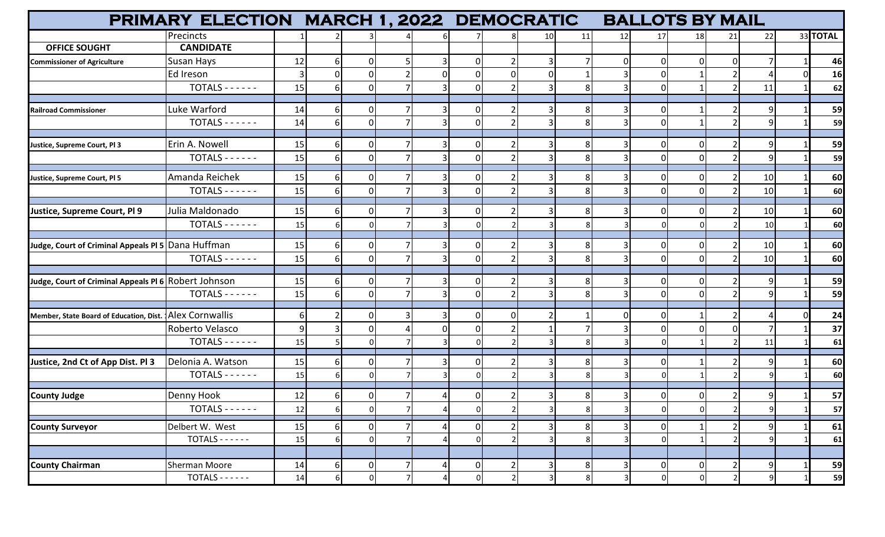# PRIMARY ELECTION MARCH 1, 2022 DEMOCRATIC BALLOTS BY MAIL

| | Precincts | 1 | 2 | 3 | 4 | 6 | 7 | 8 | 10 | 11 | 12 | 17 | 18 | 21 | 22 | 33 | TOTAL |
|---|---|---|---|---|---|---|---|---|---|---|---|---|---|---|---|---|---|
| **OFFICE SOUGHT** | **CANDIDATE** | | | | | | | | | | | | | | | | |
| Commissioner of Agriculture | Susan Hays | 12 | 6 | 0 | 5 | 3 | 0 | 2 | 3 | 7 | 0 | 0 | 0 | 0 | 7 | 1 | 46 |
| | Ed Ireson | 3 | 0 | 0 | 2 | 0 | 0 | 0 | 0 | 1 | 3 | 0 | 1 | 2 | 4 | 0 | 16 |
| | TOTALS - - - - - - | 15 | 6 | 0 | 7 | 3 | 0 | 2 | 3 | 8 | 3 | 0 | 1 | 2 | 11 | 1 | 62 |
| Railroad Commissioner | Luke Warford | 14 | 6 | 0 | 7 | 3 | 0 | 2 | 3 | 8 | 3 | 0 | 1 | 2 | 9 | 1 | 59 |
| | TOTALS - - - - - - | 14 | 6 | 0 | 7 | 3 | 0 | 2 | 3 | 8 | 3 | 0 | 1 | 2 | 9 | 1 | 59 |
| Justice, Supreme Court, Pl 3 | Erin A. Nowell | 15 | 6 | 0 | 7 | 3 | 0 | 2 | 3 | 8 | 3 | 0 | 0 | 2 | 9 | 1 | 59 |
| | TOTALS - - - - - - | 15 | 6 | 0 | 7 | 3 | 0 | 2 | 3 | 8 | 3 | 0 | 0 | 2 | 9 | 1 | 59 |
| Justice, Supreme Court, Pl 5 | Amanda Reichek | 15 | 6 | 0 | 7 | 3 | 0 | 2 | 3 | 8 | 3 | 0 | 0 | 2 | 10 | 1 | 60 |
| | TOTALS - - - - - - | 15 | 6 | 0 | 7 | 3 | 0 | 2 | 3 | 8 | 3 | 0 | 0 | 2 | 10 | 1 | 60 |
| Justice, Supreme Court, Pl 9 | Julia Maldonado | 15 | 6 | 0 | 7 | 3 | 0 | 2 | 3 | 8 | 3 | 0 | 0 | 2 | 10 | 1 | 60 |
| | TOTALS - - - - - - | 15 | 6 | 0 | 7 | 3 | 0 | 2 | 3 | 8 | 3 | 0 | 0 | 2 | 10 | 1 | 60 |
| Judge, Court of Criminal Appeals Pl 5 | Dana Huffman | 15 | 6 | 0 | 7 | 3 | 0 | 2 | 3 | 8 | 3 | 0 | 0 | 2 | 10 | 1 | 60 |
| | TOTALS - - - - - - | 15 | 6 | 0 | 7 | 3 | 0 | 2 | 3 | 8 | 3 | 0 | 0 | 2 | 10 | 1 | 60 |
| Judge, Court of Criminal Appeals Pl 6 | Robert Johnson | 15 | 6 | 0 | 7 | 3 | 0 | 2 | 3 | 8 | 3 | 0 | 0 | 2 | 9 | 1 | 59 |
| | TOTALS - - - - - - | 15 | 6 | 0 | 7 | 3 | 0 | 2 | 3 | 8 | 3 | 0 | 0 | 2 | 9 | 1 | 59 |
| Member, State Board of Education, Dist. 1 | Alex Cornwallis | 6 | 2 | 0 | 3 | 3 | 0 | 0 | 2 | 1 | 0 | 0 | 1 | 2 | 4 | 0 | 24 |
| | Roberto Velasco | 9 | 3 | 0 | 4 | 0 | 0 | 2 | 1 | 7 | 3 | 0 | 0 | 0 | 7 | 1 | 37 |
| | TOTALS - - - - - - | 15 | 5 | 0 | 7 | 3 | 0 | 2 | 3 | 8 | 3 | 0 | 1 | 2 | 11 | 1 | 61 |
| Justice, 2nd Ct of App Dist. Pl 3 | Delonia A. Watson | 15 | 6 | 0 | 7 | 3 | 0 | 2 | 3 | 8 | 3 | 0 | 1 | 2 | 9 | 1 | 60 |
| | TOTALS - - - - - - | 15 | 6 | 0 | 7 | 3 | 0 | 2 | 3 | 8 | 3 | 0 | 1 | 2 | 9 | 1 | 60 |
| County Judge | Denny Hook | 12 | 6 | 0 | 7 | 4 | 0 | 2 | 3 | 8 | 3 | 0 | 0 | 2 | 9 | 1 | 57 |
| | TOTALS - - - - - - | 12 | 6 | 0 | 7 | 4 | 0 | 2 | 3 | 8 | 3 | 0 | 0 | 2 | 9 | 1 | 57 |
| County Surveyor | Delbert W. West | 15 | 6 | 0 | 7 | 4 | 0 | 2 | 3 | 8 | 3 | 0 | 1 | 2 | 9 | 1 | 61 |
| | TOTALS - - - - - - | 15 | 6 | 0 | 7 | 4 | 0 | 2 | 3 | 8 | 3 | 0 | 1 | 2 | 9 | 1 | 61 |
| County Chairman | Sherman Moore | 14 | 6 | 0 | 7 | 4 | 0 | 2 | 3 | 8 | 3 | 0 | 0 | 2 | 9 | 1 | 59 |
| | TOTALS - - - - - - | 14 | 6 | 0 | 7 | 4 | 0 | 2 | 3 | 8 | 3 | 0 | 0 | 2 | 9 | 1 | 59 |